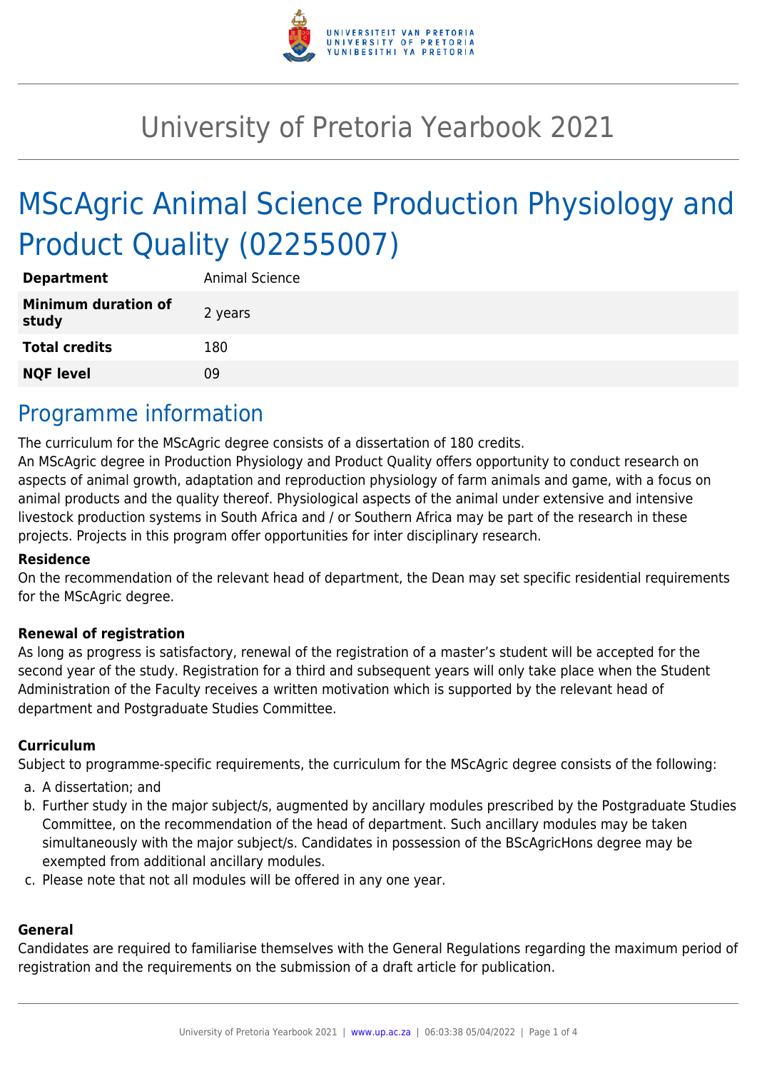# University of Pretoria Yearbook 2021

## MScAgric Animal Science Production Physiology and Product Quality (02255007)

| | |
|---|---|
| **Department** | Animal Science |
| **Minimum duration of study** | 2 years |
| **Total credits** | 180 |
| **NQF level** | 09 |

## Programme information

The curriculum for the MScAgric degree consists of a dissertation of 180 credits.

An MScAgric degree in Production Physiology and Product Quality offers opportunity to conduct research on aspects of animal growth, adaptation and reproduction physiology of farm animals and game, with a focus on animal products and the quality thereof. Physiological aspects of the animal under extensive and intensive livestock production systems in South Africa and / or Southern Africa may be part of the research in these projects. Projects in this program offer opportunities for inter disciplinary research.

### Residence

On the recommendation of the relevant head of department, the Dean may set specific residential requirements for the MScAgric degree.

### Renewal of registration

As long as progress is satisfactory, renewal of the registration of a master's student will be accepted for the second year of the study. Registration for a third and subsequent years will only take place when the Student Administration of the Faculty receives a written motivation which is supported by the relevant head of department and Postgraduate Studies Committee.

### Curriculum

Subject to programme-specific requirements, the curriculum for the MScAgric degree consists of the following:

a. A dissertation; and
b. Further study in the major subject/s, augmented by ancillary modules prescribed by the Postgraduate Studies Committee, on the recommendation of the head of department. Such ancillary modules may be taken simultaneously with the major subject/s. Candidates in possession of the BScAgricHons degree may be exempted from additional ancillary modules.
c. Please note that not all modules will be offered in any one year.

### General

Candidates are required to familiarise themselves with the General Regulations regarding the maximum period of registration and the requirements on the submission of a draft article for publication.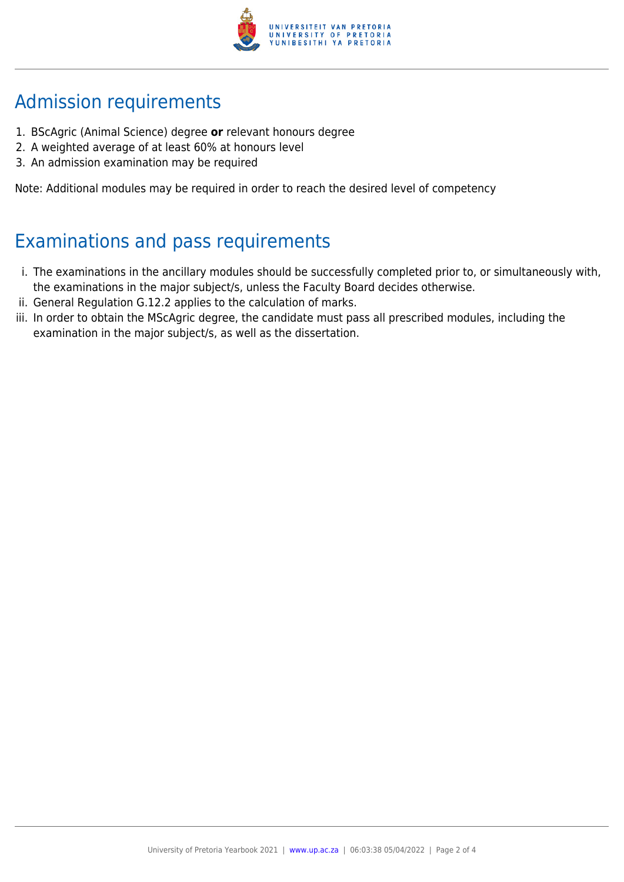## Admission requirements

1. BScAgric (Animal Science) degree **or** relevant honours degree
2. A weighted average of at least 60% at honours level
3. An admission examination may be required

Note: Additional modules may be required in order to reach the desired level of competency

## Examinations and pass requirements

i. The examinations in the ancillary modules should be successfully completed prior to, or simultaneously with, the examinations in the major subject/s, unless the Faculty Board decides otherwise.
ii. General Regulation G.12.2 applies to the calculation of marks.
iii. In order to obtain the MScAgric degree, the candidate must pass all prescribed modules, including the examination in the major subject/s, as well as the dissertation.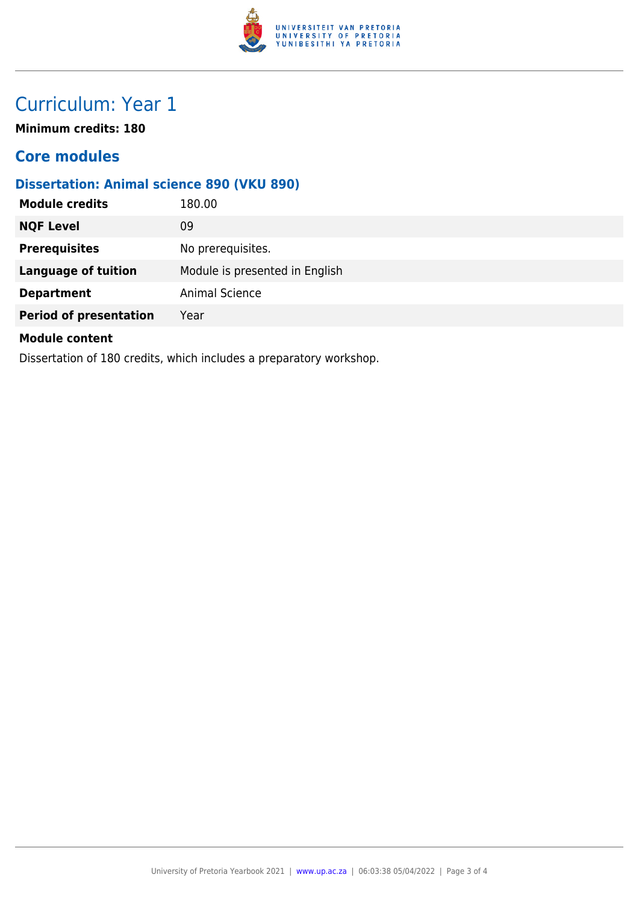# Curriculum: Year 1

**Minimum credits: 180**

## Core modules

### Dissertation: Animal science 890 (VKU 890)

| | |
|---|---|
| **Module credits** | 180.00 |
| **NQF Level** | 09 |
| **Prerequisites** | No prerequisites. |
| **Language of tuition** | Module is presented in English |
| **Department** | Animal Science |
| **Period of presentation** | Year |

**Module content**

Dissertation of 180 credits, which includes a preparatory workshop.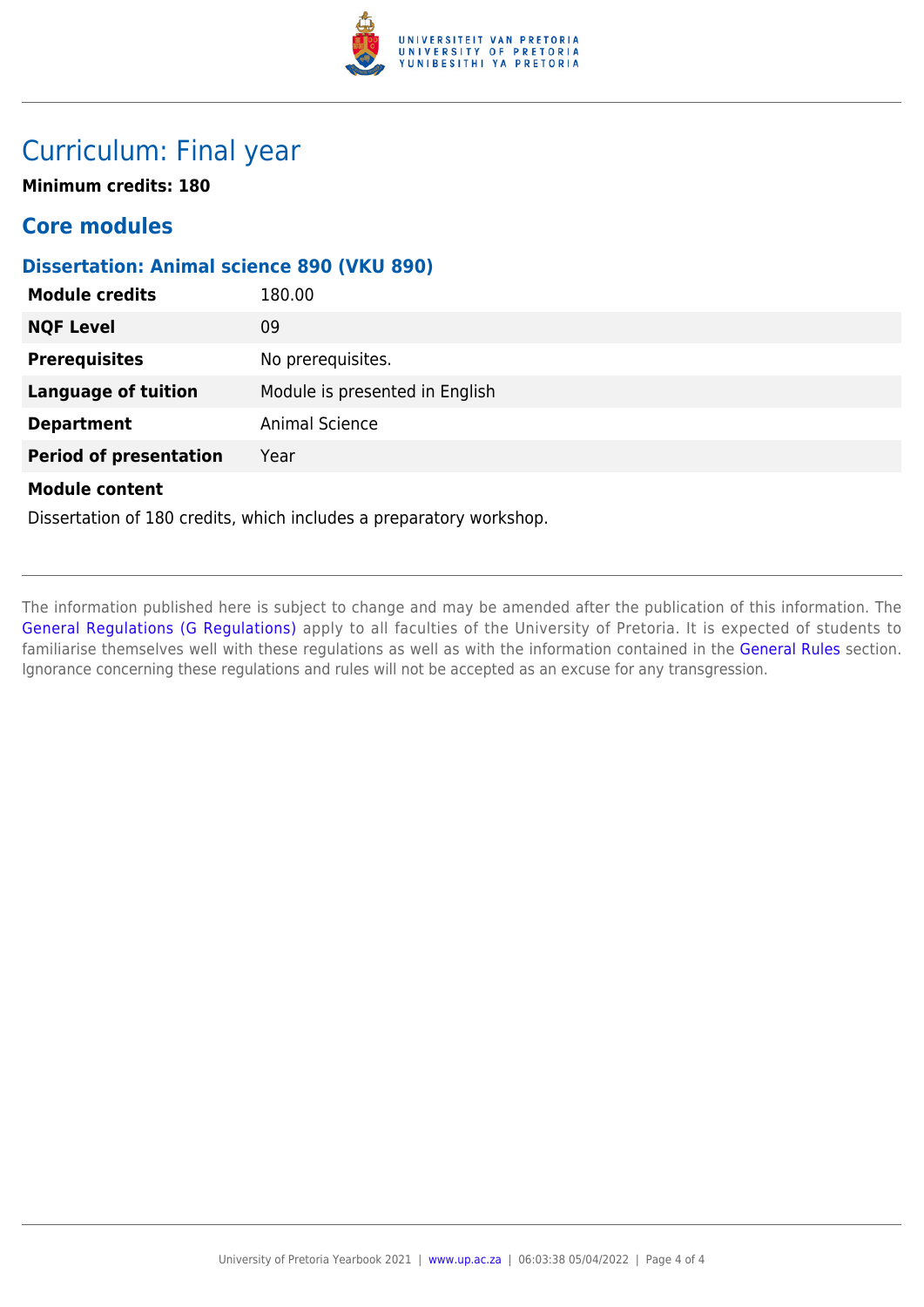## Curriculum: Final year

**Minimum credits: 180**

### Core modules

#### Dissertation: Animal science 890 (VKU 890)

| | |
|---|---|
| **Module credits** | 180.00 |
| **NQF Level** | 09 |
| **Prerequisites** | No prerequisites. |
| **Language of tuition** | Module is presented in English |
| **Department** | Animal Science |
| **Period of presentation** | Year |

**Module content**

Dissertation of 180 credits, which includes a preparatory workshop.

---

The information published here is subject to change and may be amended after the publication of this information. The General Regulations (G Regulations) apply to all faculties of the University of Pretoria. It is expected of students to familiarise themselves well with these regulations as well as with the information contained in the General Rules section. Ignorance concerning these regulations and rules will not be accepted as an excuse for any transgression.